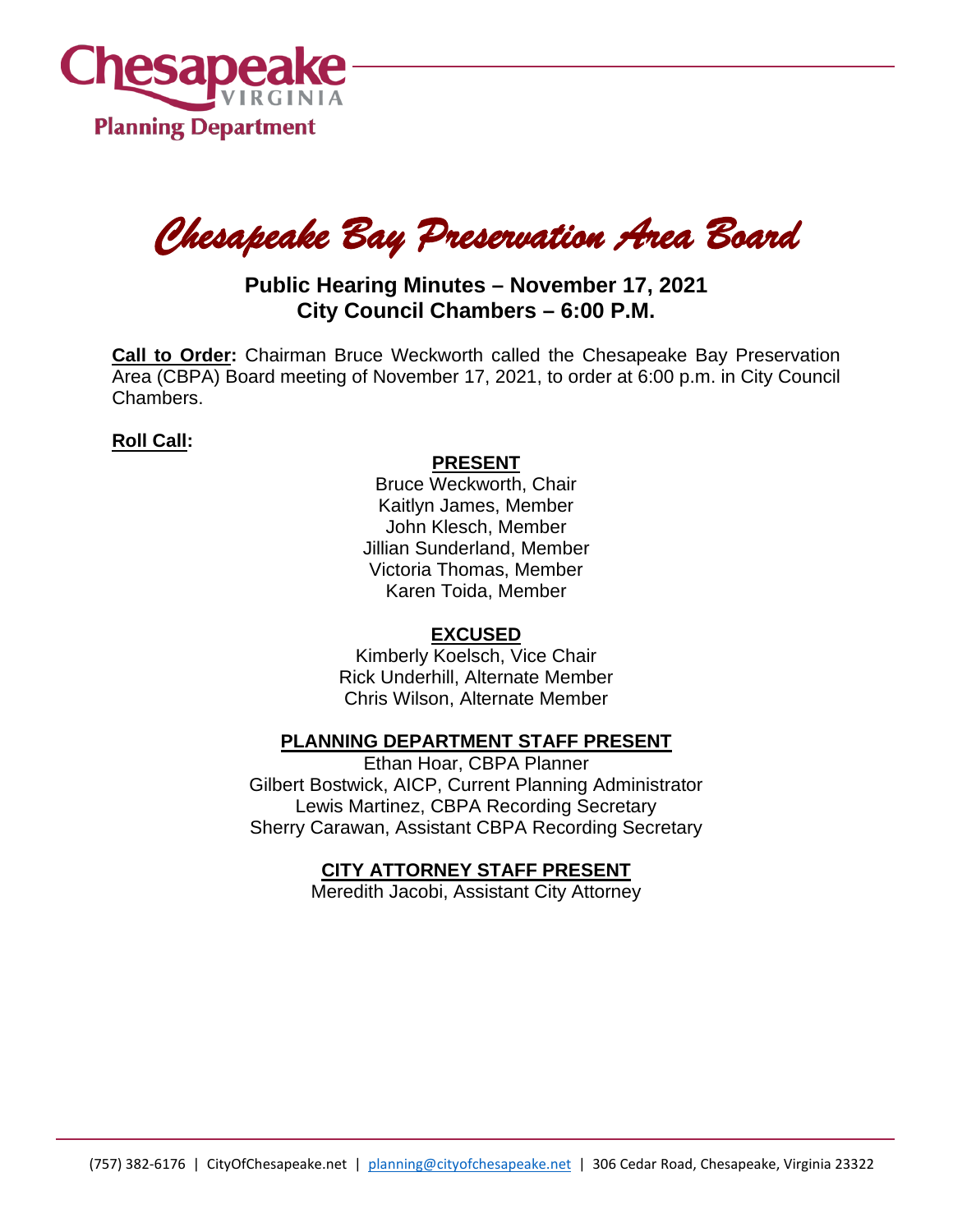Chesapeake VIRGINIA
Planning Department

# *Chesapeake Bay Preservation Area Board*

## Public Hearing Minutes – November 17, 2021
## City Council Chambers – 6:00 P.M.

**Call to Order:** Chairman Bruce Weckworth called the Chesapeake Bay Preservation Area (CBPA) Board meeting of November 17, 2021, to order at 6:00 p.m. in City Council Chambers.

**Roll Call:**

**PRESENT**

Bruce Weckworth, Chair
Kaitlyn James, Member
John Klesch, Member
Jillian Sunderland, Member
Victoria Thomas, Member
Karen Toida, Member

**EXCUSED**

Kimberly Koelsch, Vice Chair
Rick Underhill, Alternate Member
Chris Wilson, Alternate Member

**PLANNING DEPARTMENT STAFF PRESENT**

Ethan Hoar, CBPA Planner
Gilbert Bostwick, AICP, Current Planning Administrator
Lewis Martinez, CBPA Recording Secretary
Sherry Carawan, Assistant CBPA Recording Secretary

**CITY ATTORNEY STAFF PRESENT**

Meredith Jacobi, Assistant City Attorney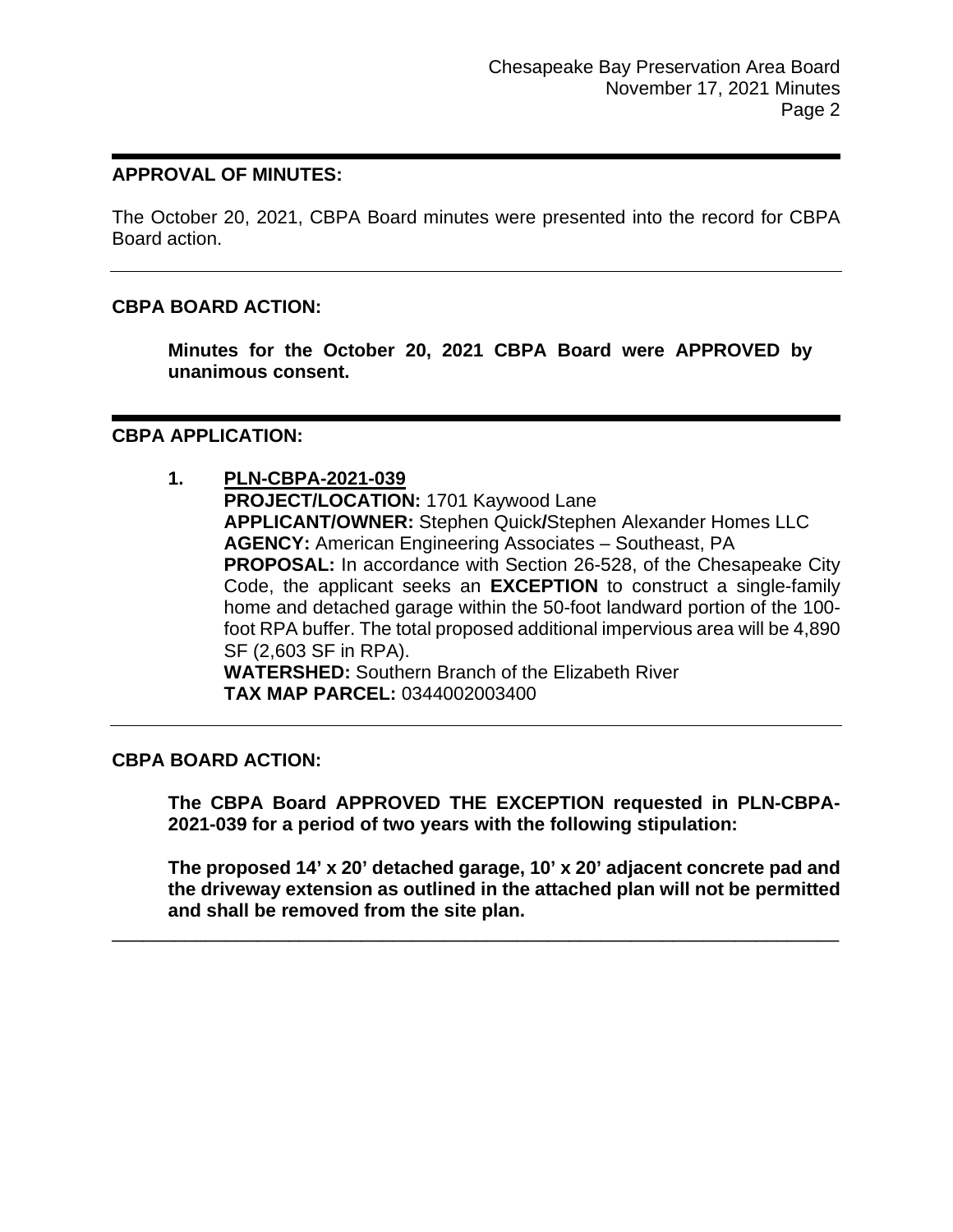## APPROVAL OF MINUTES:

The October 20, 2021, CBPA Board minutes were presented into the record for CBPA Board action.

---

## CBPA BOARD ACTION:

**Minutes for the October 20, 2021 CBPA Board were APPROVED by unanimous consent.**

---

## CBPA APPLICATION:

1. **PLN-CBPA-2021-039**
   **PROJECT/LOCATION:** 1701 Kaywood Lane
   **APPLICANT/OWNER:** Stephen Quick/Stephen Alexander Homes LLC
   **AGENCY:** American Engineering Associates – Southeast, PA
   **PROPOSAL:** In accordance with Section 26-528, of the Chesapeake City Code, the applicant seeks an **EXCEPTION** to construct a single-family home and detached garage within the 50-foot landward portion of the 100-foot RPA buffer. The total proposed additional impervious area will be 4,890 SF (2,603 SF in RPA).
   **WATERSHED:** Southern Branch of the Elizabeth River
   **TAX MAP PARCEL:** 0344002003400

---

## CBPA BOARD ACTION:

**The CBPA Board APPROVED THE EXCEPTION requested in PLN-CBPA-2021-039 for a period of two years with the following stipulation:**

**The proposed 14' x 20' detached garage, 10' x 20' adjacent concrete pad and the driveway extension as outlined in the attached plan will not be permitted and shall be removed from the site plan.**

---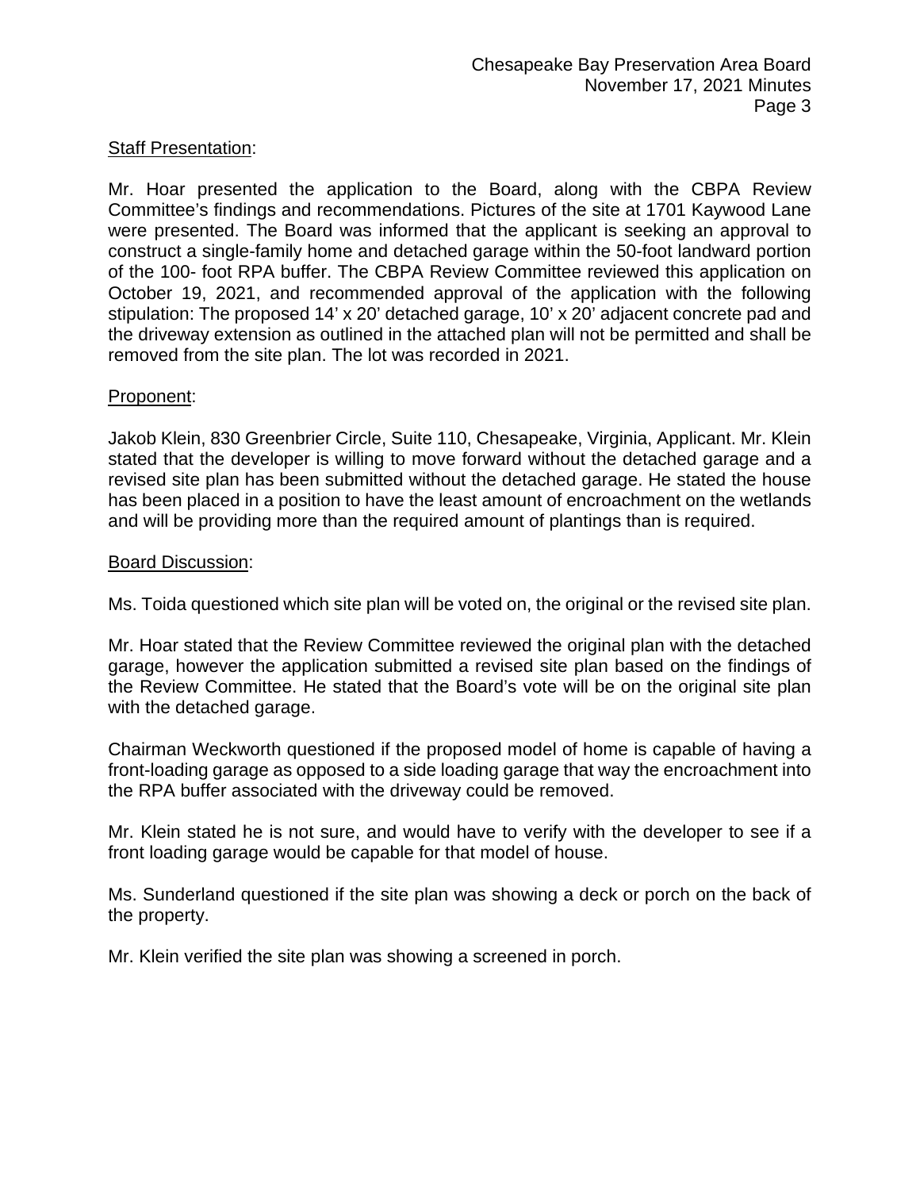Staff Presentation:

Mr. Hoar presented the application to the Board, along with the CBPA Review Committee's findings and recommendations. Pictures of the site at 1701 Kaywood Lane were presented. The Board was informed that the applicant is seeking an approval to construct a single-family home and detached garage within the 50-foot landward portion of the 100- foot RPA buffer. The CBPA Review Committee reviewed this application on October 19, 2021, and recommended approval of the application with the following stipulation: The proposed 14' x 20' detached garage, 10' x 20' adjacent concrete pad and the driveway extension as outlined in the attached plan will not be permitted and shall be removed from the site plan. The lot was recorded in 2021.

Proponent:

Jakob Klein, 830 Greenbrier Circle, Suite 110, Chesapeake, Virginia, Applicant. Mr. Klein stated that the developer is willing to move forward without the detached garage and a revised site plan has been submitted without the detached garage. He stated the house has been placed in a position to have the least amount of encroachment on the wetlands and will be providing more than the required amount of plantings than is required.

Board Discussion:

Ms. Toida questioned which site plan will be voted on, the original or the revised site plan.

Mr. Hoar stated that the Review Committee reviewed the original plan with the detached garage, however the application submitted a revised site plan based on the findings of the Review Committee. He stated that the Board's vote will be on the original site plan with the detached garage.

Chairman Weckworth questioned if the proposed model of home is capable of having a front-loading garage as opposed to a side loading garage that way the encroachment into the RPA buffer associated with the driveway could be removed.

Mr. Klein stated he is not sure, and would have to verify with the developer to see if a front loading garage would be capable for that model of house.

Ms. Sunderland questioned if the site plan was showing a deck or porch on the back of the property.

Mr. Klein verified the site plan was showing a screened in porch.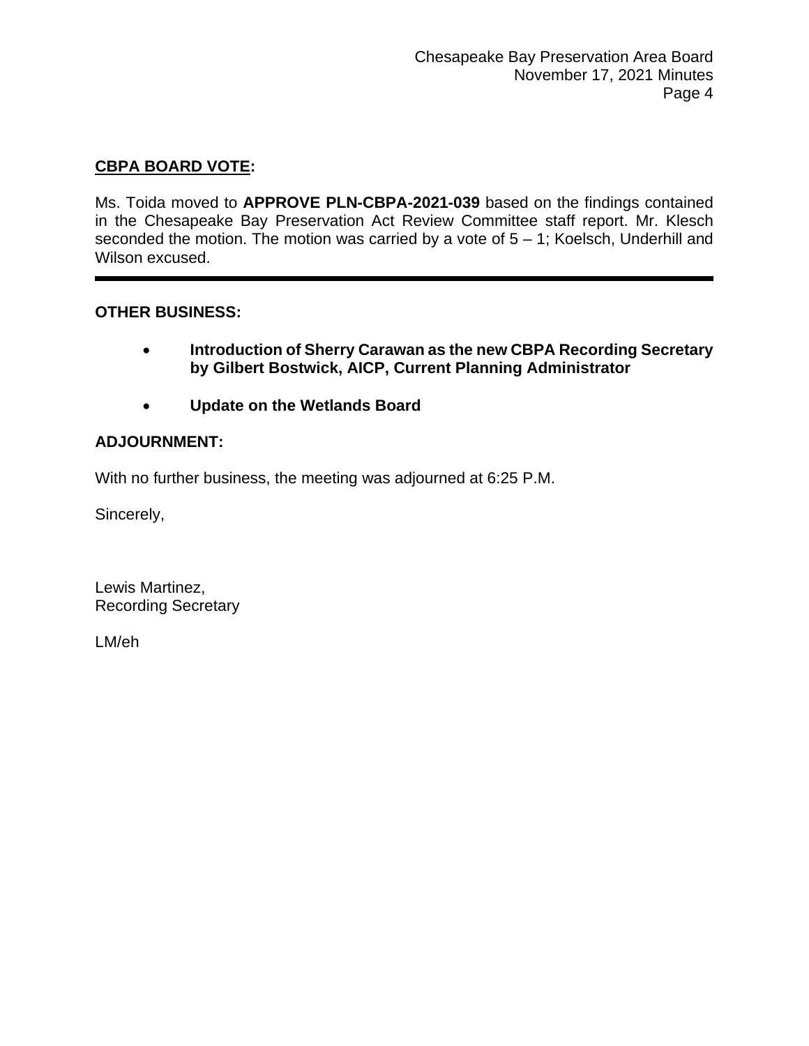## **CBPA BOARD VOTE:**

Ms. Toida moved to **APPROVE PLN-CBPA-2021-039** based on the findings contained in the Chesapeake Bay Preservation Act Review Committee staff report. Mr. Klesch seconded the motion. The motion was carried by a vote of 5 – 1; Koelsch, Underhill and Wilson excused.

---

## OTHER BUSINESS:

- **Introduction of Sherry Carawan as the new CBPA Recording Secretary by Gilbert Bostwick, AICP, Current Planning Administrator**
- **Update on the Wetlands Board**

## ADJOURNMENT:

With no further business, the meeting was adjourned at 6:25 P.M.

Sincerely,

Lewis Martinez,
Recording Secretary

LM/eh